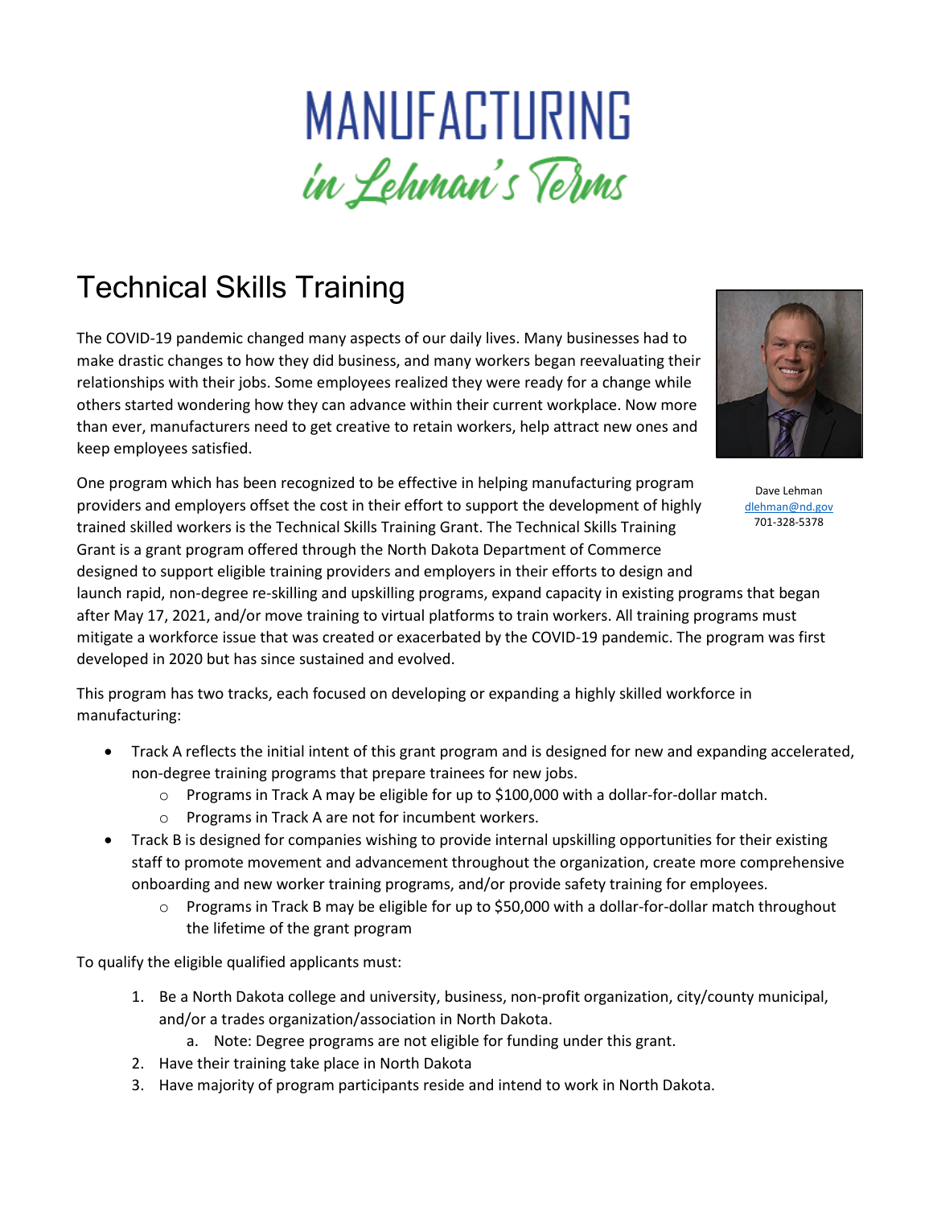# MANUFACTURING

*in Lehman's Terms*

## Technical Skills Training

Dave Lehman
dlehman@nd.gov
701-328-5378

The COVID-19 pandemic changed many aspects of our daily lives. Many businesses had to make drastic changes to how they did business, and many workers began reevaluating their relationships with their jobs. Some employees realized they were ready for a change while others started wondering how they can advance within their current workplace. Now more than ever, manufacturers need to get creative to retain workers, help attract new ones and keep employees satisfied.

One program which has been recognized to be effective in helping manufacturing program providers and employers offset the cost in their effort to support the development of highly trained skilled workers is the Technical Skills Training Grant. The Technical Skills Training Grant is a grant program offered through the North Dakota Department of Commerce designed to support eligible training providers and employers in their efforts to design and launch rapid, non-degree re-skilling and upskilling programs, expand capacity in existing programs that began after May 17, 2021, and/or move training to virtual platforms to train workers. All training programs must mitigate a workforce issue that was created or exacerbated by the COVID-19 pandemic. The program was first developed in 2020 but has since sustained and evolved.

This program has two tracks, each focused on developing or expanding a highly skilled workforce in manufacturing:

- Track A reflects the initial intent of this grant program and is designed for new and expanding accelerated, non-degree training programs that prepare trainees for new jobs.
  - Programs in Track A may be eligible for up to $100,000 with a dollar-for-dollar match.
  - Programs in Track A are not for incumbent workers.
- Track B is designed for companies wishing to provide internal upskilling opportunities for their existing staff to promote movement and advancement throughout the organization, create more comprehensive onboarding and new worker training programs, and/or provide safety training for employees.
  - Programs in Track B may be eligible for up to $50,000 with a dollar-for-dollar match throughout the lifetime of the grant program

To qualify the eligible qualified applicants must:

1. Be a North Dakota college and university, business, non-profit organization, city/county municipal, and/or a trades organization/association in North Dakota.
   a. Note: Degree programs are not eligible for funding under this grant.
2. Have their training take place in North Dakota
3. Have majority of program participants reside and intend to work in North Dakota.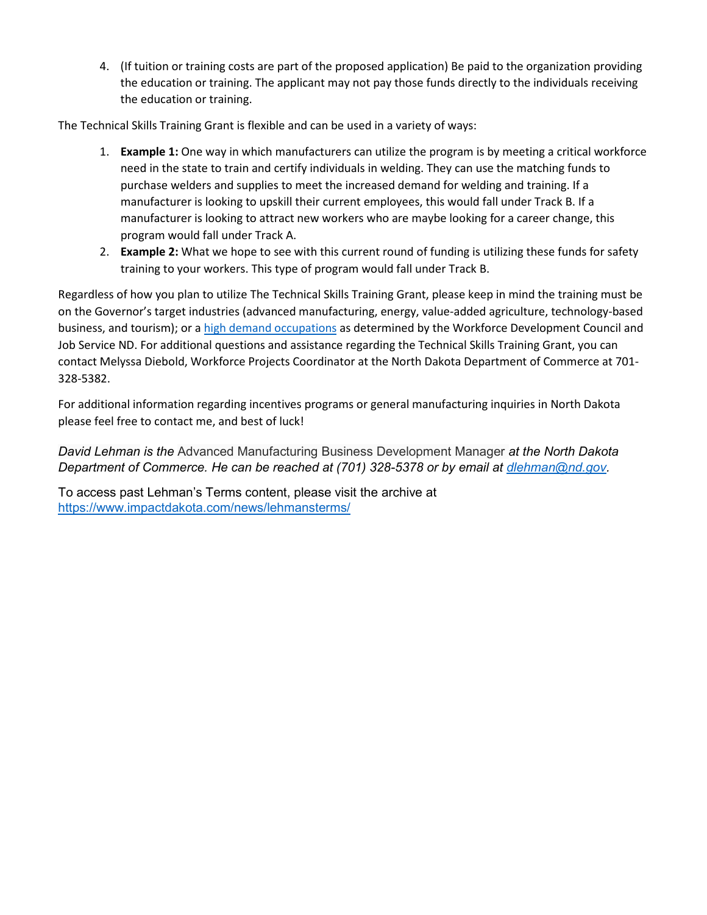4. (If tuition or training costs are part of the proposed application) Be paid to the organization providing the education or training. The applicant may not pay those funds directly to the individuals receiving the education or training.

The Technical Skills Training Grant is flexible and can be used in a variety of ways:

1. **Example 1:** One way in which manufacturers can utilize the program is by meeting a critical workforce need in the state to train and certify individuals in welding. They can use the matching funds to purchase welders and supplies to meet the increased demand for welding and training. If a manufacturer is looking to upskill their current employees, this would fall under Track B. If a manufacturer is looking to attract new workers who are maybe looking for a career change, this program would fall under Track A.
2. **Example 2:** What we hope to see with this current round of funding is utilizing these funds for safety training to your workers. This type of program would fall under Track B.

Regardless of how you plan to utilize The Technical Skills Training Grant, please keep in mind the training must be on the Governor's target industries (advanced manufacturing, energy, value-added agriculture, technology-based business, and tourism); or a [high demand occupations]() as determined by the Workforce Development Council and Job Service ND. For additional questions and assistance regarding the Technical Skills Training Grant, you can contact Melyssa Diebold, Workforce Projects Coordinator at the North Dakota Department of Commerce at 701-328-5382.

For additional information regarding incentives programs or general manufacturing inquiries in North Dakota please feel free to contact me, and best of luck!

*David Lehman is the* Advanced Manufacturing Business Development Manager *at the North Dakota Department of Commerce. He can be reached at (701) 328-5378 or by email at [dlehman@nd.gov](mailto:dlehman@nd.gov).*

To access past Lehman's Terms content, please visit the archive at [https://www.impactdakota.com/news/lehmansterms/](https://www.impactdakota.com/news/lehmansterms/)